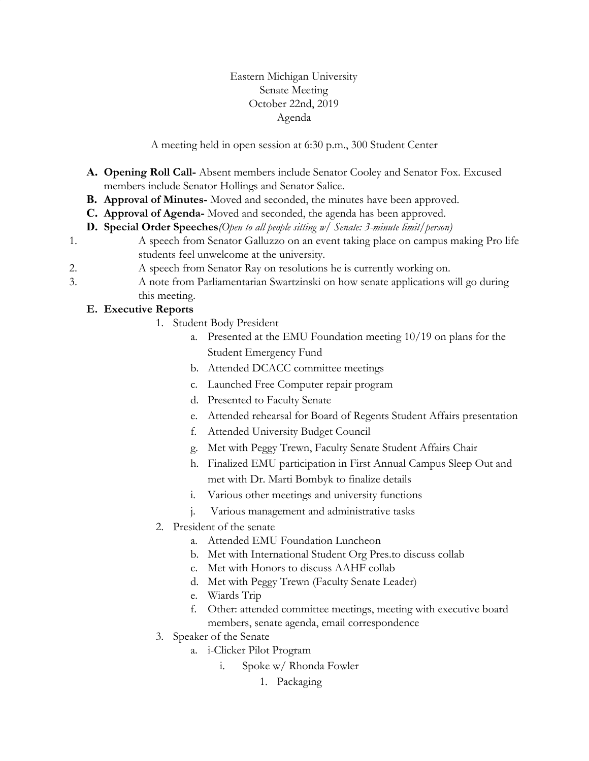Eastern Michigan University
Senate Meeting
October 22nd, 2019
Agenda

A meeting held in open session at 6:30 p.m., 300 Student Center

**A. Opening Roll Call-** Absent members include Senator Cooley and Senator Fox. Excused members include Senator Hollings and Senator Salice.

**B. Approval of Minutes-** Moved and seconded, the minutes have been approved.

**C. Approval of Agenda-** Moved and seconded, the agenda has been approved.

**D. Special Order Speeches***(Open to all people sitting w/ Senate: 3-minute limit/person)*

1. A speech from Senator Galluzzo on an event taking place on campus making Pro life students feel unwelcome at the university.
2. A speech from Senator Ray on resolutions he is currently working on.
3. A note from Parliamentarian Swartzinski on how senate applications will go during this meeting.

**E. Executive Reports**

1. Student Body President
    a. Presented at the EMU Foundation meeting 10/19 on plans for the Student Emergency Fund
    b. Attended DCACC committee meetings
    c. Launched Free Computer repair program
    d. Presented to Faculty Senate
    e. Attended rehearsal for Board of Regents Student Affairs presentation
    f. Attended University Budget Council
    g. Met with Peggy Trewn, Faculty Senate Student Affairs Chair
    h. Finalized EMU participation in First Annual Campus Sleep Out and met with Dr. Marti Bombyk to finalize details
    i. Various other meetings and university functions
    j. Various management and administrative tasks
2. President of the senate
    a. Attended EMU Foundation Luncheon
    b. Met with International Student Org Pres.to discuss collab
    c. Met with Honors to discuss AAHF collab
    d. Met with Peggy Trewn (Faculty Senate Leader)
    e. Wiards Trip
    f. Other: attended committee meetings, meeting with executive board members, senate agenda, email correspondence
3. Speaker of the Senate
    a. i-Clicker Pilot Program
        i. Spoke w/ Rhonda Fowler
            1. Packaging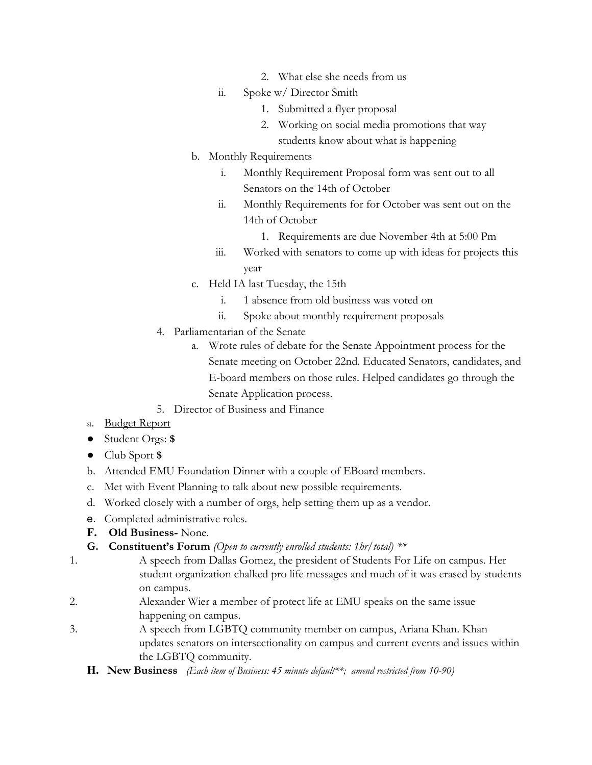2. What else she needs from us
        ii. Spoke w/ Director Smith
            1. Submitted a flyer proposal
            2. Working on social media promotions that way students know about what is happening
    b. Monthly Requirements
        i. Monthly Requirement Proposal form was sent out to all Senators on the 14th of October
        ii. Monthly Requirements for for October was sent out on the 14th of October
            1. Requirements are due November 4th at 5:00 Pm
        iii. Worked with senators to come up with ideas for projects this year
    c. Held IA last Tuesday, the 15th
        i. 1 absence from old business was voted on
        ii. Spoke about monthly requirement proposals
4. Parliamentarian of the Senate
    a. Wrote rules of debate for the Senate Appointment process for the Senate meeting on October 22nd. Educated Senators, candidates, and E-board members on those rules. Helped candidates go through the Senate Application process.
5. Director of Business and Finance

a. Budget Report

- Student Orgs: **$**
- Club Sport **$**

b. Attended EMU Foundation Dinner with a couple of EBoard members.

c. Met with Event Planning to talk about new possible requirements.

d. Worked closely with a number of orgs, help setting them up as a vendor.

e. Completed administrative roles.

**F. Old Business-** None.

**G. Constituent's Forum** *(Open to currently enrolled students: 1hr/total) ***

1. A speech from Dallas Gomez, the president of Students For Life on campus. Her student organization chalked pro life messages and much of it was erased by students on campus.
2. Alexander Wier a member of protect life at EMU speaks on the same issue happening on campus.
3. A speech from LGBTQ community member on campus, Ariana Khan. Khan updates senators on intersectionality on campus and current events and issues within the LGBTQ community.

**H. New Business** *(Each item of Business: 45 minute default**; amend restricted from 10-90)*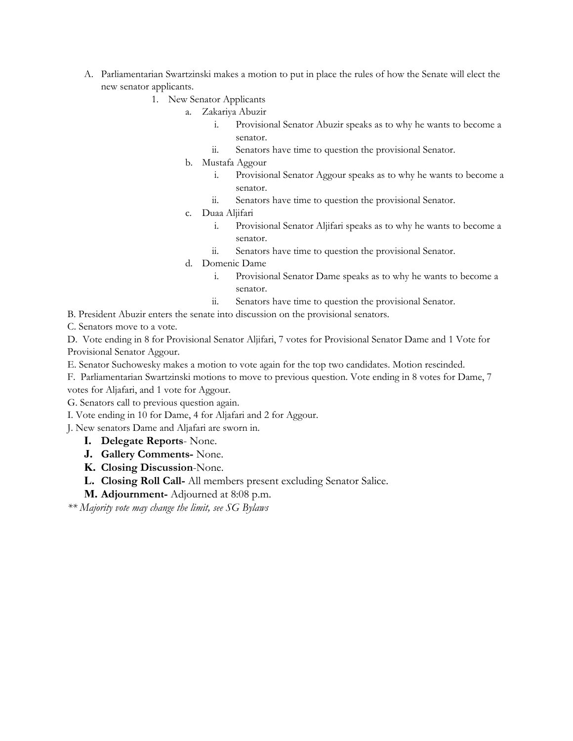A. Parliamentarian Swartzinski makes a motion to put in place the rules of how the Senate will elect the new senator applicants.

1. New Senator Applicants
   a. Zakariya Abuzir
      i. Provisional Senator Abuzir speaks as to why he wants to become a senator.
      ii. Senators have time to question the provisional Senator.
   b. Mustafa Aggour
      i. Provisional Senator Aggour speaks as to why he wants to become a senator.
      ii. Senators have time to question the provisional Senator.
   c. Duaa Aljifari
      i. Provisional Senator Aljifari speaks as to why he wants to become a senator.
      ii. Senators have time to question the provisional Senator.
   d. Domenic Dame
      i. Provisional Senator Dame speaks as to why he wants to become a senator.
      ii. Senators have time to question the provisional Senator.

B. President Abuzir enters the senate into discussion on the provisional senators.

C. Senators move to a vote.

D. Vote ending in 8 for Provisional Senator Aljifari, 7 votes for Provisional Senator Dame and 1 Vote for Provisional Senator Aggour.

E. Senator Suchowesky makes a motion to vote again for the top two candidates. Motion rescinded.

F. Parliamentarian Swartzinski motions to move to previous question. Vote ending in 8 votes for Dame, 7 votes for Aljafari, and 1 vote for Aggour.

G. Senators call to previous question again.

I. Vote ending in 10 for Dame, 4 for Aljafari and 2 for Aggour.

J. New senators Dame and Aljafari are sworn in.

**I. Delegate Reports**- None.

**J. Gallery Comments-** None.

**K. Closing Discussion**-None.

**L. Closing Roll Call-** All members present excluding Senator Salice.

**M. Adjournment-** Adjourned at 8:08 p.m.

*** Majority vote may change the limit, see SG Bylaws*